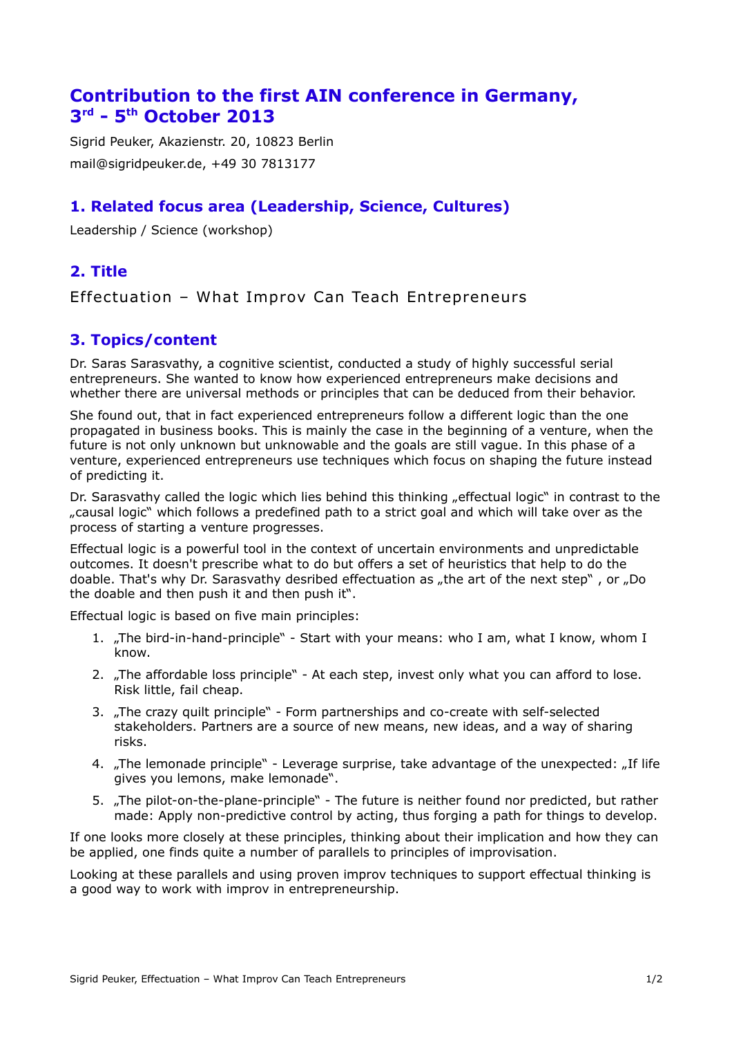# Contribution to the first AIN conference in Germany, 3rd - 5th October 2013

Sigrid Peuker, Akazienstr. 20, 10823 Berlin

mail@sigridpeuker.de, +49 30 7813177

## 1. Related focus area (Leadership, Science, Cultures)

Leadership / Science (workshop)

## 2. Title

Effectuation – What Improv Can Teach Entrepreneurs

## 3. Topics/content

Dr. Saras Sarasvathy, a cognitive scientist, conducted a study of highly successful serial entrepreneurs. She wanted to know how experienced entrepreneurs make decisions and whether there are universal methods or principles that can be deduced from their behavior.

She found out, that in fact experienced entrepreneurs follow a different logic than the one propagated in business books. This is mainly the case in the beginning of a venture, when the future is not only unknown but unknowable and the goals are still vague. In this phase of a venture, experienced entrepreneurs use techniques which focus on shaping the future instead of predicting it.

Dr. Sarasvathy called the logic which lies behind this thinking „effectual logic" in contrast to the „causal logic" which follows a predefined path to a strict goal and which will take over as the process of starting a venture progresses.

Effectual logic is a powerful tool in the context of uncertain environments and unpredictable outcomes. It doesn't prescribe what to do but offers a set of heuristics that help to do the doable. That's why Dr. Sarasvathy desribed effectuation as „the art of the next step" , or „Do the doable and then push it and then push it".

Effectual logic is based on five main principles:

1. „The bird-in-hand-principle" - Start with your means: who I am, what I know, whom I know.
2. „The affordable loss principle" - At each step, invest only what you can afford to lose. Risk little, fail cheap.
3. „The crazy quilt principle" - Form partnerships and co-create with self-selected stakeholders. Partners are a source of new means, new ideas, and a way of sharing risks.
4. „The lemonade principle" - Leverage surprise, take advantage of the unexpected: „If life gives you lemons, make lemonade".
5. „The pilot-on-the-plane-principle" - The future is neither found nor predicted, but rather made: Apply non-predictive control by acting, thus forging a path for things to develop.

If one looks more closely at these principles, thinking about their implication and how they can be applied, one finds quite a number of parallels to principles of improvisation.

Looking at these parallels and using proven improv techniques to support effectual thinking is a good way to work with improv in entrepreneurship.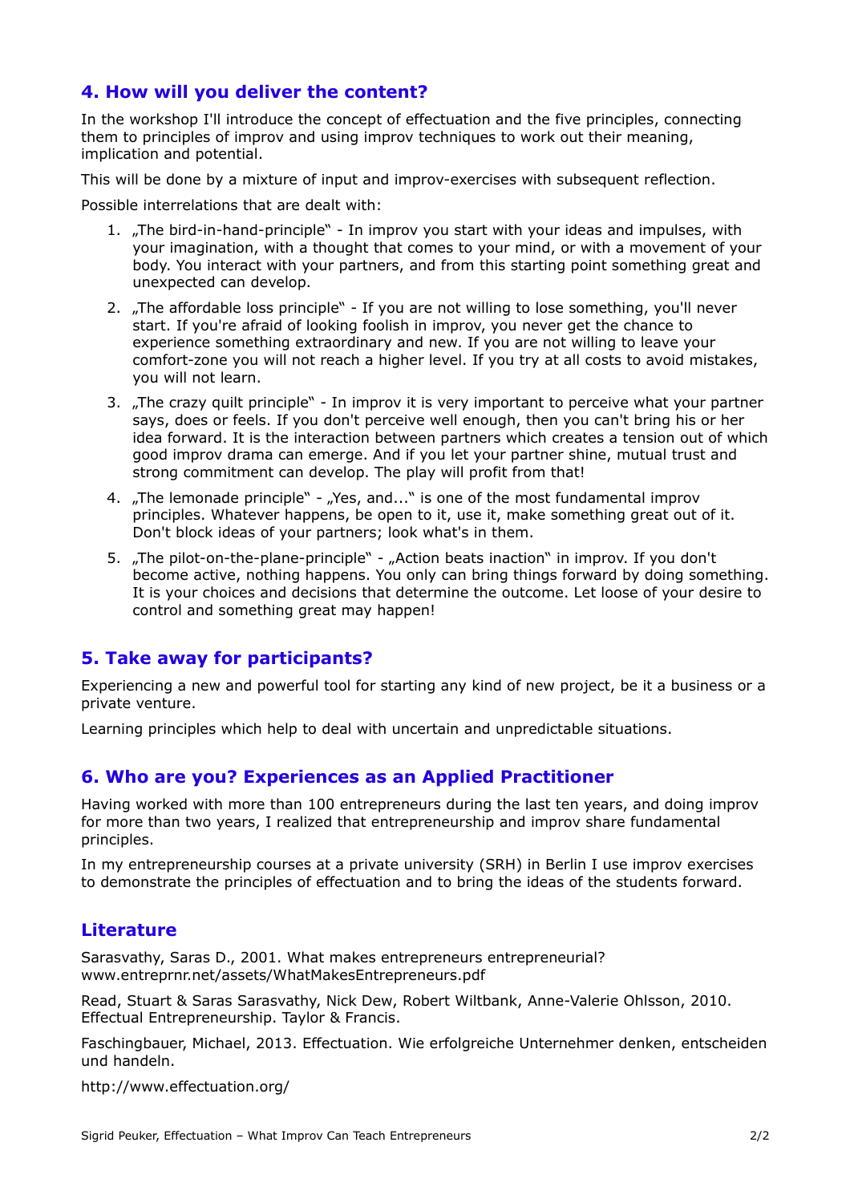## 4. How will you deliver the content?

In the workshop I'll introduce the concept of effectuation and the five principles, connecting them to principles of improv and using improv techniques to work out their meaning, implication and potential.

This will be done by a mixture of input and improv-exercises with subsequent reflection.

Possible interrelations that are dealt with:

1. „The bird-in-hand-principle" - In improv you start with your ideas and impulses, with your imagination, with a thought that comes to your mind, or with a movement of your body. You interact with your partners, and from this starting point something great and unexpected can develop.
2. „The affordable loss principle" - If you are not willing to lose something, you'll never start. If you're afraid of looking foolish in improv, you never get the chance to experience something extraordinary and new. If you are not willing to leave your comfort-zone you will not reach a higher level. If you try at all costs to avoid mistakes, you will not learn.
3. „The crazy quilt principle" - In improv it is very important to perceive what your partner says, does or feels. If you don't perceive well enough, then you can't bring his or her idea forward. It is the interaction between partners which creates a tension out of which good improv drama can emerge. And if you let your partner shine, mutual trust and strong commitment can develop. The play will profit from that!
4. „The lemonade principle" - „Yes, and..." is one of the most fundamental improv principles. Whatever happens, be open to it, use it, make something great out of it. Don't block ideas of your partners; look what's in them.
5. „The pilot-on-the-plane-principle" - „Action beats inaction" in improv. If you don't become active, nothing happens. You only can bring things forward by doing something. It is your choices and decisions that determine the outcome. Let loose of your desire to control and something great may happen!

## 5. Take away for participants?

Experiencing a new and powerful tool for starting any kind of new project, be it a business or a private venture.

Learning principles which help to deal with uncertain and unpredictable situations.

## 6. Who are you? Experiences as an Applied Practitioner

Having worked with more than 100 entrepreneurs during the last ten years, and doing improv for more than two years, I realized that entrepreneurship and improv share fundamental principles.

In my entrepreneurship courses at a private university (SRH) in Berlin I use improv exercises to demonstrate the principles of effectuation and to bring the ideas of the students forward.

## Literature

Sarasvathy, Saras D., 2001. What makes entrepreneurs entrepreneurial? www.entreprnr.net/assets/WhatMakesEntrepreneurs.pdf

Read, Stuart & Saras Sarasvathy, Nick Dew, Robert Wiltbank, Anne-Valerie Ohlsson, 2010. Effectual Entrepreneurship. Taylor & Francis.

Faschingbauer, Michael, 2013. Effectuation. Wie erfolgreiche Unternehmer denken, entscheiden und handeln.

http://www.effectuation.org/